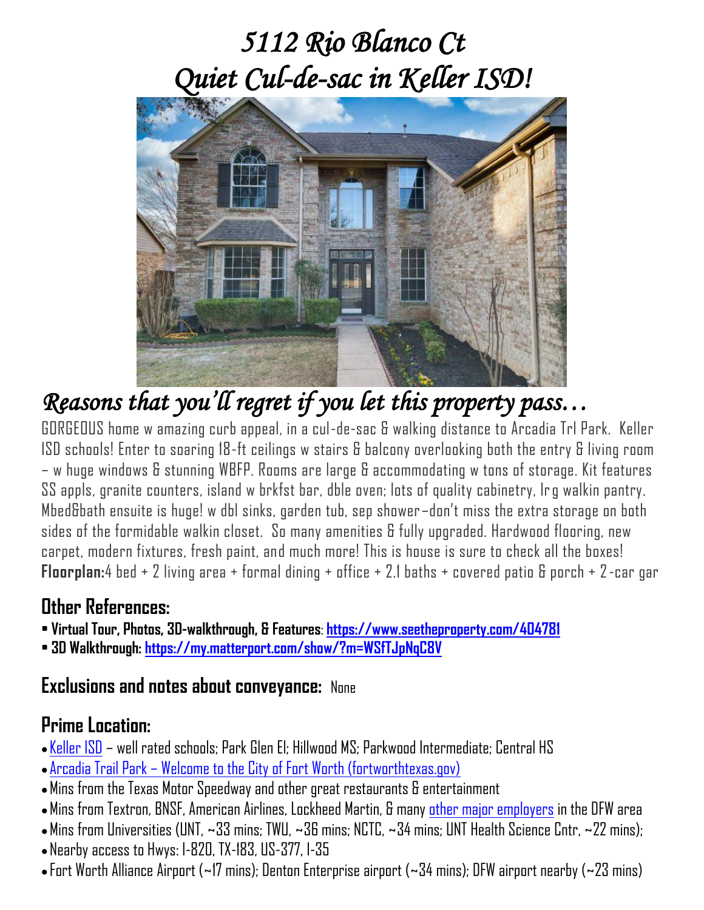# *5112 Rio Blanco Ct*
# *Quiet Cul-de-sac in Keller ISD!*

## *Reasons that you'll regret if you let this property pass…*

GORGEOUS home w amazing curb appeal, in a cul-de-sac & walking distance to Arcadia Trl Park. Keller ISD schools! Enter to soaring 18-ft ceilings w stairs & balcony overlooking both the entry & living room – w huge windows & stunning WBFP. Rooms are large & accommodating w tons of storage. Kit features SS appls, granite counters, island w brkfst bar, dble oven; lots of quality cabinetry, lrg walkin pantry. Mbed&bath ensuite is huge! w dbl sinks, garden tub, sep shower–don't miss the extra storage on both sides of the formidable walkin closet. So many amenities & fully upgraded. Hardwood flooring, new carpet, modern fixtures, fresh paint, and much more! This is house is sure to check all the boxes!
**Floorplan:** 4 bed + 2 living area + formal dining + office + 2.1 baths + covered patio & porch + 2-car gar

## Other References:

- **Virtual Tour, Photos, 3D-walkthrough, & Features**: **https://www.seetheproperty.com/404781**
- **3D Walkthrough: https://my.matterport.com/show/?m=WSfTJpNqC8V**

## Exclusions and notes about conveyance: None

## Prime Location:

- Keller ISD – well rated schools; Park Glen El; Hillwood MS; Parkwood Intermediate; Central HS
- Arcadia Trail Park – Welcome to the City of Fort Worth (fortworthtexas.gov)
- Mins from the Texas Motor Speedway and other great restaurants & entertainment
- Mins from Textron, BNSF, American Airlines, Lockheed Martin, & many other major employers in the DFW area
- Mins from Universities (UNT, ~33 mins; TWU, ~36 mins; NCTC, ~34 mins; UNT Health Science Cntr, ~22 mins);
- Nearby access to Hwys: I-820, TX-183, US-377, I-35
- Fort Worth Alliance Airport (~17 mins); Denton Enterprise airport (~34 mins); DFW airport nearby (~23 mins)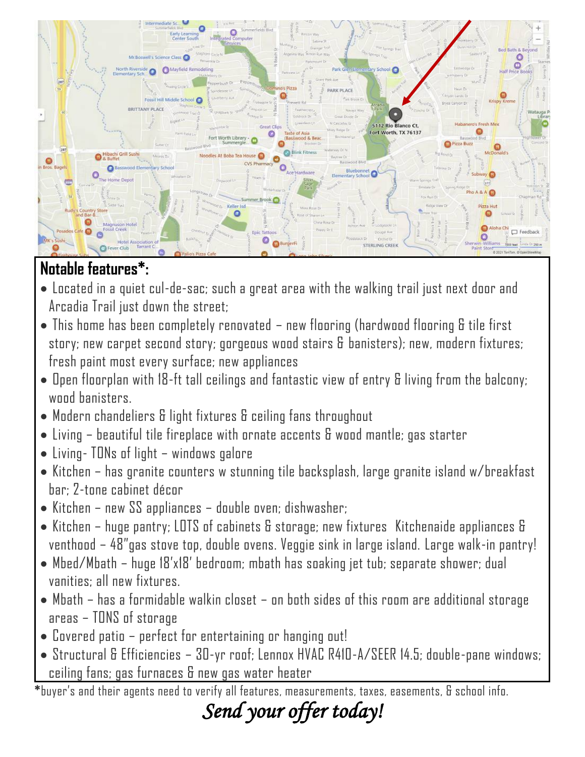**Notable features*:**

- Located in a quiet cul-de-sac; such a great area with the walking trail just next door and Arcadia Trail just down the street;
- This home has been completely renovated – new flooring (hardwood flooring & tile first story; new carpet second story; gorgeous wood stairs & banisters); new, modern fixtures; fresh paint most every surface; new appliances
- Open floorplan with 18-ft tall ceilings and fantastic view of entry & living from the balcony; wood banisters.
- Modern chandeliers & light fixtures & ceiling fans throughout
- Living – beautiful tile fireplace with ornate accents & wood mantle; gas starter
- Living- TONs of light – windows galore
- Kitchen – has granite counters w stunning tile backsplash, large granite island w/breakfast bar; 2-tone cabinet décor
- Kitchen – new SS appliances – double oven; dishwasher;
- Kitchen – huge pantry; LOTS of cabinets & storage; new fixtures Kitchenaide appliances & venthood – 48"gas stove top, double ovens. Veggie sink in large island. Large walk-in pantry!
- Mbed/Mbath – huge 18'x18' bedroom; mbath has soaking jet tub; separate shower; dual vanities; all new fixtures.
- Mbath – has a formidable walkin closet – on both sides of this room are additional storage areas – TONS of storage
- Covered patio – perfect for entertaining or hanging out!
- Structural & Efficiencies – 30-yr roof; Lennox HVAC R410-A/SEER 14.5; double-pane windows; ceiling fans; gas furnaces & new gas water heater

*buyer's and their agents need to verify all features, measurements, taxes, easements, & school info.

***Send your offer today!***